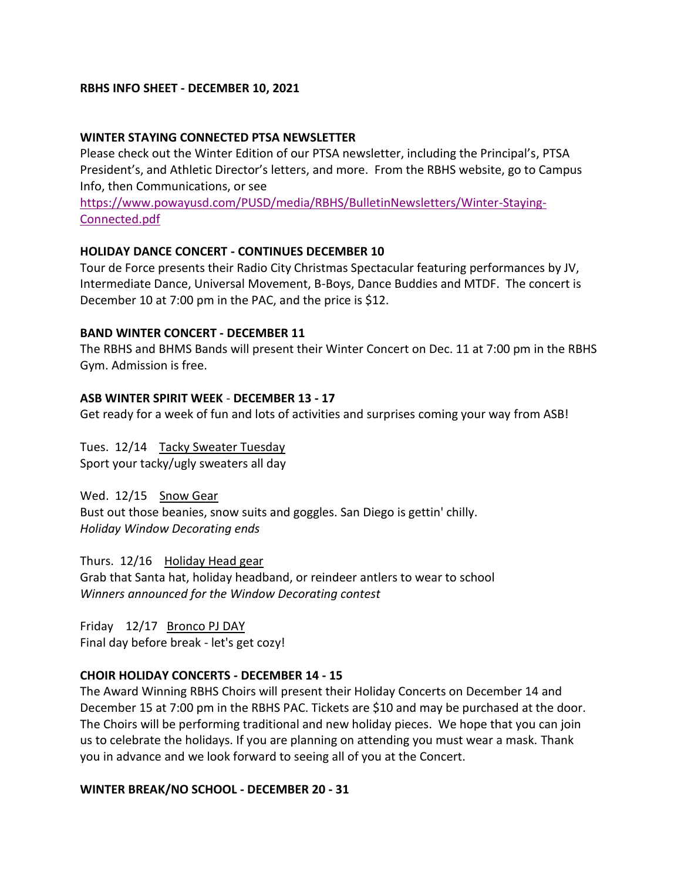# RBHS INFO SHEET - DECEMBER 10, 2021

## WINTER STAYING CONNECTED PTSA NEWSLETTER

Please check out the Winter Edition of our PTSA newsletter, including the Principal's, PTSA President's, and Athletic Director's letters, and more. From the RBHS website, go to Campus Info, then Communications, or see [https://www.powayusd.com/PUSD/media/RBHS/BulletinNewsletters/Winter-Staying-Connected.pdf](https://www.powayusd.com/PUSD/media/RBHS/BulletinNewsletters/Winter-Staying-Connected.pdf)

## HOLIDAY DANCE CONCERT - CONTINUES DECEMBER 10

Tour de Force presents their Radio City Christmas Spectacular featuring performances by JV, Intermediate Dance, Universal Movement, B-Boys, Dance Buddies and MTDF. The concert is December 10 at 7:00 pm in the PAC, and the price is $12.

## BAND WINTER CONCERT - DECEMBER 11

The RBHS and BHMS Bands will present their Winter Concert on Dec. 11 at 7:00 pm in the RBHS Gym. Admission is free.

## ASB WINTER SPIRIT WEEK - DECEMBER 13 - 17

Get ready for a week of fun and lots of activities and surprises coming your way from ASB!

Tues. 12/14 <u>Tacky Sweater Tuesday</u>
Sport your tacky/ugly sweaters all day

Wed. 12/15 <u>Snow Gear</u>
Bust out those beanies, snow suits and goggles. San Diego is gettin' chilly.
*Holiday Window Decorating ends*

Thurs. 12/16 <u>Holiday Head gear</u>
Grab that Santa hat, holiday headband, or reindeer antlers to wear to school
*Winners announced for the Window Decorating contest*

Friday 12/17 <u>Bronco PJ DAY</u>
Final day before break - let's get cozy!

## CHOIR HOLIDAY CONCERTS - DECEMBER 14 - 15

The Award Winning RBHS Choirs will present their Holiday Concerts on December 14 and December 15 at 7:00 pm in the RBHS PAC. Tickets are $10 and may be purchased at the door. The Choirs will be performing traditional and new holiday pieces. We hope that you can join us to celebrate the holidays. If you are planning on attending you must wear a mask. Thank you in advance and we look forward to seeing all of you at the Concert.

## WINTER BREAK/NO SCHOOL - DECEMBER 20 - 31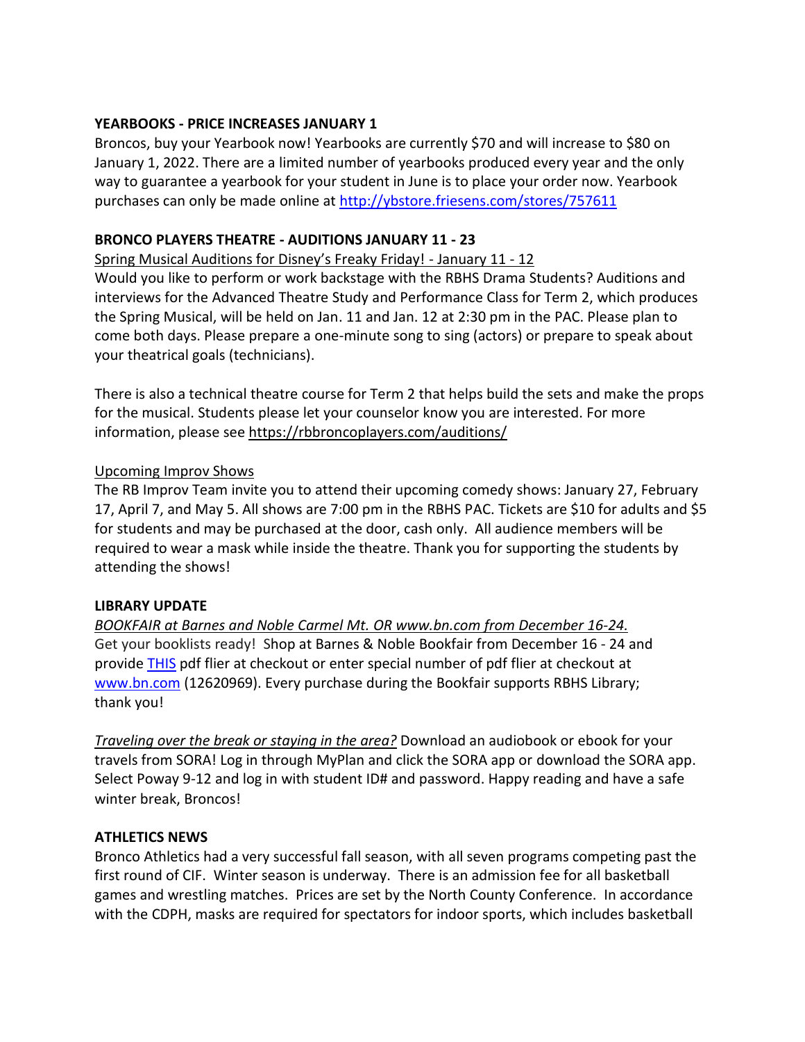**YEARBOOKS - PRICE INCREASES JANUARY 1**

Broncos, buy your Yearbook now! Yearbooks are currently $70 and will increase to $80 on January 1, 2022. There are a limited number of yearbooks produced every year and the only way to guarantee a yearbook for your student in June is to place your order now. Yearbook purchases can only be made online at [http://ybstore.friesens.com/stores/757611](http://ybstore.friesens.com/stores/757611)

**BRONCO PLAYERS THEATRE - AUDITIONS JANUARY 11 - 23**

<u>Spring Musical Auditions for Disney's Freaky Friday! - January 11 - 12</u>

Would you like to perform or work backstage with the RBHS Drama Students? Auditions and interviews for the Advanced Theatre Study and Performance Class for Term 2, which produces the Spring Musical, will be held on Jan. 11 and Jan. 12 at 2:30 pm in the PAC. Please plan to come both days. Please prepare a one-minute song to sing (actors) or prepare to speak about your theatrical goals (technicians).

There is also a technical theatre course for Term 2 that helps build the sets and make the props for the musical. Students please let your counselor know you are interested. For more information, please see https://rbbroncoplayers.com/auditions/

<u>Upcoming Improv Shows</u>

The RB Improv Team invite you to attend their upcoming comedy shows: January 27, February 17, April 7, and May 5. All shows are 7:00 pm in the RBHS PAC. Tickets are $10 for adults and $5 for students and may be purchased at the door, cash only. All audience members will be required to wear a mask while inside the theatre. Thank you for supporting the students by attending the shows!

**LIBRARY UPDATE**

*<u>BOOKFAIR at Barnes and Noble Carmel Mt. OR www.bn.com from December 16-24.</u>*

Get your booklists ready! Shop at Barnes & Noble Bookfair from December 16 - 24 and provide [THIS]() pdf flier at checkout or enter special number of pdf flier at checkout at [www.bn.com](http://www.bn.com) (12620969). Every purchase during the Bookfair supports RBHS Library; thank you!

*<u>Traveling over the break or staying in the area?</u>* Download an audiobook or ebook for your travels from SORA! Log in through MyPlan and click the SORA app or download the SORA app. Select Poway 9-12 and log in with student ID# and password. Happy reading and have a safe winter break, Broncos!

**ATHLETICS NEWS**

Bronco Athletics had a very successful fall season, with all seven programs competing past the first round of CIF. Winter season is underway. There is an admission fee for all basketball games and wrestling matches. Prices are set by the North County Conference. In accordance with the CDPH, masks are required for spectators for indoor sports, which includes basketball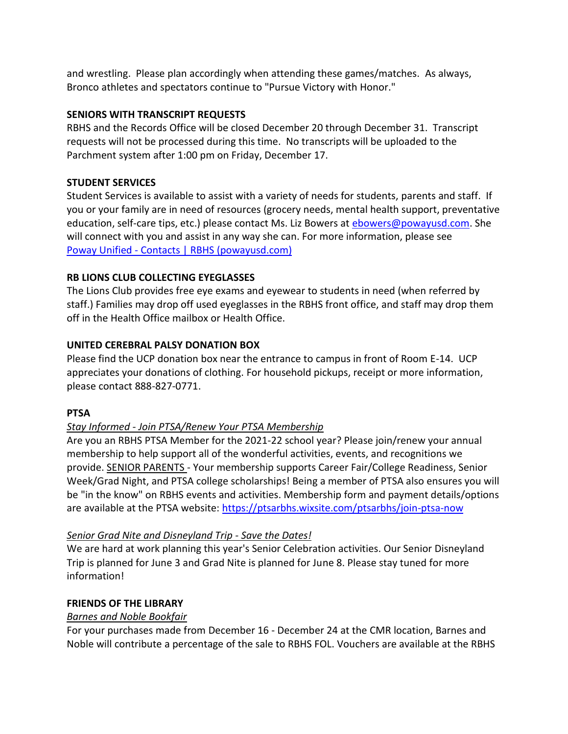and wrestling. Please plan accordingly when attending these games/matches. As always, Bronco athletes and spectators continue to "Pursue Victory with Honor."

**SENIORS WITH TRANSCRIPT REQUESTS**

RBHS and the Records Office will be closed December 20 through December 31. Transcript requests will not be processed during this time. No transcripts will be uploaded to the Parchment system after 1:00 pm on Friday, December 17.

**STUDENT SERVICES**

Student Services is available to assist with a variety of needs for students, parents and staff. If you or your family are in need of resources (grocery needs, mental health support, preventative education, self-care tips, etc.) please contact Ms. Liz Bowers at [ebowers@powayusd.com](mailto:ebowers@powayusd.com). She will connect with you and assist in any way she can. For more information, please see [Poway Unified - Contacts | RBHS (powayusd.com)]()

**RB LIONS CLUB COLLECTING EYEGLASSES**

The Lions Club provides free eye exams and eyewear to students in need (when referred by staff.) Families may drop off used eyeglasses in the RBHS front office, and staff may drop them off in the Health Office mailbox or Health Office.

**UNITED CEREBRAL PALSY DONATION BOX**

Please find the UCP donation box near the entrance to campus in front of Room E-14. UCP appreciates your donations of clothing. For household pickups, receipt or more information, please contact 888-827-0771.

**PTSA**

*Stay Informed - Join PTSA/Renew Your PTSA Membership*

Are you an RBHS PTSA Member for the 2021-22 school year? Please join/renew your annual membership to help support all of the wonderful activities, events, and recognitions we provide. SENIOR PARENTS - Your membership supports Career Fair/College Readiness, Senior Week/Grad Night, and PTSA college scholarships! Being a member of PTSA also ensures you will be "in the know" on RBHS events and activities. Membership form and payment details/options are available at the PTSA website: [https://ptsarbhs.wixsite.com/ptsarbhs/join-ptsa-now](https://ptsarbhs.wixsite.com/ptsarbhs/join-ptsa-now)

*Senior Grad Nite and Disneyland Trip - Save the Dates!*

We are hard at work planning this year's Senior Celebration activities. Our Senior Disneyland Trip is planned for June 3 and Grad Nite is planned for June 8. Please stay tuned for more information!

**FRIENDS OF THE LIBRARY**

*Barnes and Noble Bookfair*

For your purchases made from December 16 - December 24 at the CMR location, Barnes and Noble will contribute a percentage of the sale to RBHS FOL. Vouchers are available at the RBHS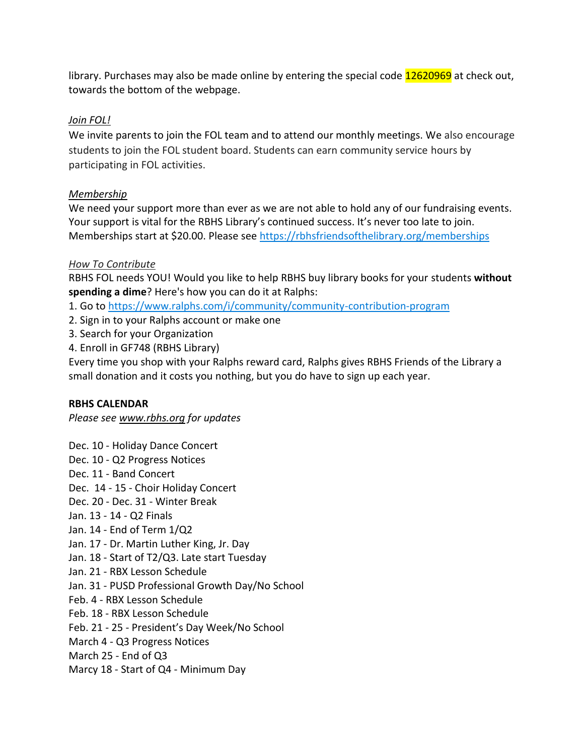library. Purchases may also be made online by entering the special code 12620969 at check out, towards the bottom of the webpage.

*Join FOL!*

We invite parents to join the FOL team and to attend our monthly meetings. We also encourage students to join the FOL student board. Students can earn community service hours by participating in FOL activities.

*Membership*

We need your support more than ever as we are not able to hold any of our fundraising events. Your support is vital for the RBHS Library's continued success. It's never too late to join. Memberships start at $20.00. Please see https://rbhsfriendsofthelibrary.org/memberships

*How To Contribute*

RBHS FOL needs YOU! Would you like to help RBHS buy library books for your students **without spending a dime**? Here's how you can do it at Ralphs:

1. Go to https://www.ralphs.com/i/community/community-contribution-program
2. Sign in to your Ralphs account or make one
3. Search for your Organization
4. Enroll in GF748 (RBHS Library)

Every time you shop with your Ralphs reward card, Ralphs gives RBHS Friends of the Library a small donation and it costs you nothing, but you do have to sign up each year.

**RBHS CALENDAR**

*Please see www.rbhs.org for updates*

Dec. 10 - Holiday Dance Concert
Dec. 10 - Q2 Progress Notices
Dec. 11 - Band Concert
Dec. 14 - 15 - Choir Holiday Concert
Dec. 20 - Dec. 31 - Winter Break
Jan. 13 - 14 - Q2 Finals
Jan. 14 - End of Term 1/Q2
Jan. 17 - Dr. Martin Luther King, Jr. Day
Jan. 18 - Start of T2/Q3. Late start Tuesday
Jan. 21 - RBX Lesson Schedule
Jan. 31 - PUSD Professional Growth Day/No School
Feb. 4 - RBX Lesson Schedule
Feb. 18 - RBX Lesson Schedule
Feb. 21 - 25 - President's Day Week/No School
March 4 - Q3 Progress Notices
March 25 - End of Q3
Marcy 18 - Start of Q4 - Minimum Day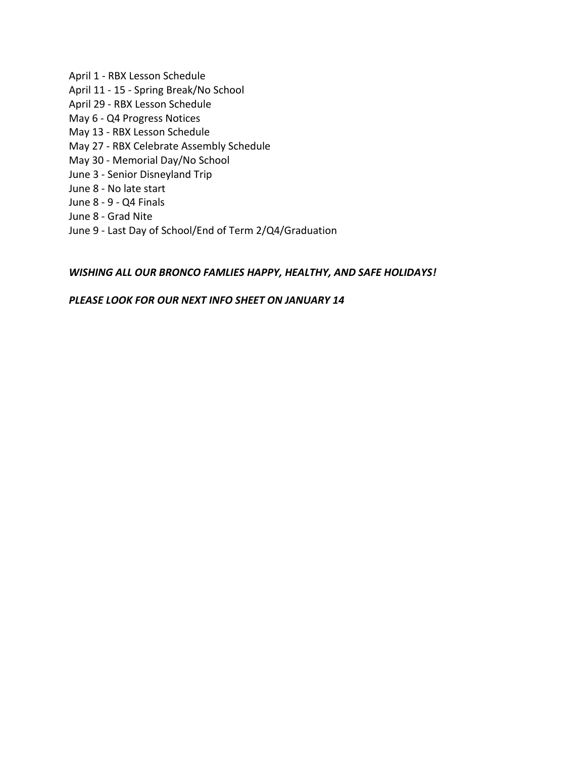April 1 - RBX Lesson Schedule
April 11 - 15 - Spring Break/No School
April 29 - RBX Lesson Schedule
May 6 - Q4 Progress Notices
May 13 - RBX Lesson Schedule
May 27 - RBX Celebrate Assembly Schedule
May 30 - Memorial Day/No School
June 3 - Senior Disneyland Trip
June 8 - No late start
June 8 - 9 - Q4 Finals
June 8 - Grad Nite
June 9 - Last Day of School/End of Term 2/Q4/Graduation

***WISHING ALL OUR BRONCO FAMLIES HAPPY, HEALTHY, AND SAFE HOLIDAYS!***

***PLEASE LOOK FOR OUR NEXT INFO SHEET ON JANUARY 14***